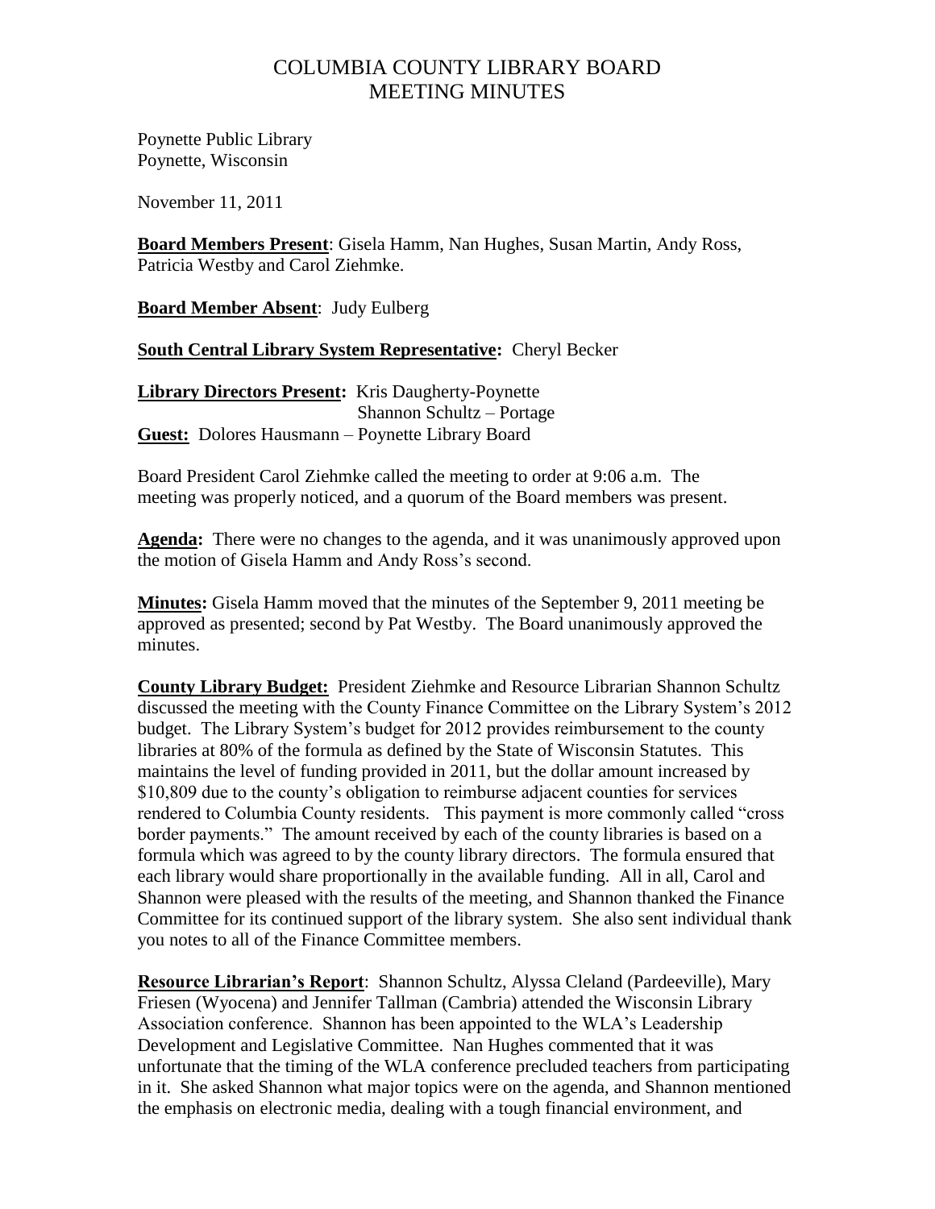# COLUMBIA COUNTY LIBRARY BOARD
# MEETING MINUTES

Poynette Public Library
Poynette, Wisconsin

November 11, 2011

**Board Members Present**: Gisela Hamm, Nan Hughes, Susan Martin, Andy Ross, Patricia Westby and Carol Ziehmke.

**Board Member Absent**: Judy Eulberg

**South Central Library System Representative:** Cheryl Becker

**Library Directors Present:** Kris Daugherty-Poynette
Shannon Schultz – Portage

**Guest:** Dolores Hausmann – Poynette Library Board

Board President Carol Ziehmke called the meeting to order at 9:06 a.m. The meeting was properly noticed, and a quorum of the Board members was present.

**Agenda:** There were no changes to the agenda, and it was unanimously approved upon the motion of Gisela Hamm and Andy Ross's second.

**Minutes:** Gisela Hamm moved that the minutes of the September 9, 2011 meeting be approved as presented; second by Pat Westby. The Board unanimously approved the minutes.

**County Library Budget:** President Ziehmke and Resource Librarian Shannon Schultz discussed the meeting with the County Finance Committee on the Library System's 2012 budget. The Library System's budget for 2012 provides reimbursement to the county libraries at 80% of the formula as defined by the State of Wisconsin Statutes. This maintains the level of funding provided in 2011, but the dollar amount increased by \$10,809 due to the county's obligation to reimburse adjacent counties for services rendered to Columbia County residents. This payment is more commonly called "cross border payments." The amount received by each of the county libraries is based on a formula which was agreed to by the county library directors. The formula ensured that each library would share proportionally in the available funding. All in all, Carol and Shannon were pleased with the results of the meeting, and Shannon thanked the Finance Committee for its continued support of the library system. She also sent individual thank you notes to all of the Finance Committee members.

**Resource Librarian's Report**: Shannon Schultz, Alyssa Cleland (Pardeeville), Mary Friesen (Wyocena) and Jennifer Tallman (Cambria) attended the Wisconsin Library Association conference. Shannon has been appointed to the WLA's Leadership Development and Legislative Committee. Nan Hughes commented that it was unfortunate that the timing of the WLA conference precluded teachers from participating in it. She asked Shannon what major topics were on the agenda, and Shannon mentioned the emphasis on electronic media, dealing with a tough financial environment, and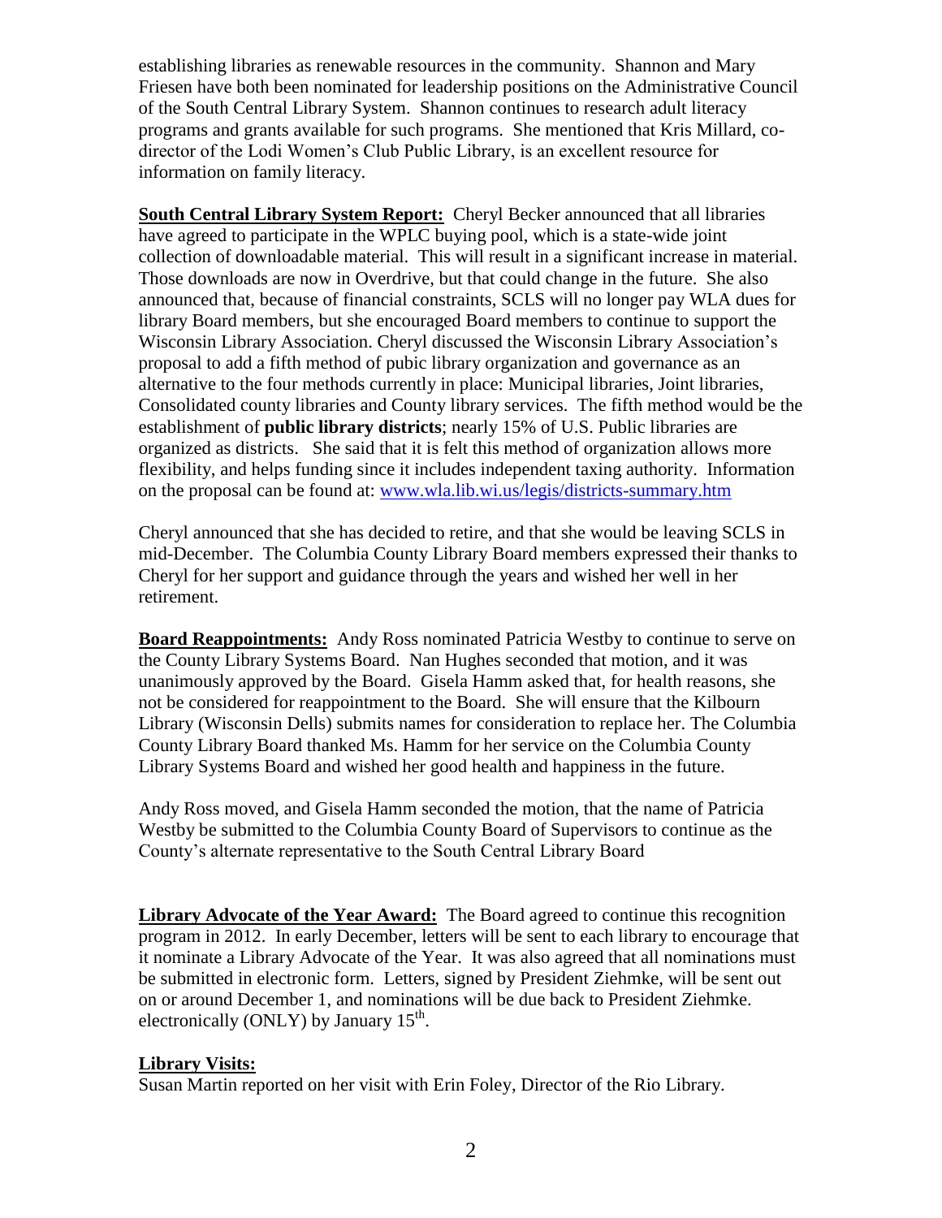establishing libraries as renewable resources in the community. Shannon and Mary Friesen have both been nominated for leadership positions on the Administrative Council of the South Central Library System. Shannon continues to research adult literacy programs and grants available for such programs. She mentioned that Kris Millard, co-director of the Lodi Women's Club Public Library, is an excellent resource for information on family literacy.

**South Central Library System Report:** Cheryl Becker announced that all libraries have agreed to participate in the WPLC buying pool, which is a state-wide joint collection of downloadable material. This will result in a significant increase in material. Those downloads are now in Overdrive, but that could change in the future. She also announced that, because of financial constraints, SCLS will no longer pay WLA dues for library Board members, but she encouraged Board members to continue to support the Wisconsin Library Association. Cheryl discussed the Wisconsin Library Association's proposal to add a fifth method of pubic library organization and governance as an alternative to the four methods currently in place: Municipal libraries, Joint libraries, Consolidated county libraries and County library services. The fifth method would be the establishment of **public library districts**; nearly 15% of U.S. Public libraries are organized as districts. She said that it is felt this method of organization allows more flexibility, and helps funding since it includes independent taxing authority. Information on the proposal can be found at: www.wla.lib.wi.us/legis/districts-summary.htm

Cheryl announced that she has decided to retire, and that she would be leaving SCLS in mid-December. The Columbia County Library Board members expressed their thanks to Cheryl for her support and guidance through the years and wished her well in her retirement.

**Board Reappointments:** Andy Ross nominated Patricia Westby to continue to serve on the County Library Systems Board. Nan Hughes seconded that motion, and it was unanimously approved by the Board. Gisela Hamm asked that, for health reasons, she not be considered for reappointment to the Board. She will ensure that the Kilbourn Library (Wisconsin Dells) submits names for consideration to replace her. The Columbia County Library Board thanked Ms. Hamm for her service on the Columbia County Library Systems Board and wished her good health and happiness in the future.

Andy Ross moved, and Gisela Hamm seconded the motion, that the name of Patricia Westby be submitted to the Columbia County Board of Supervisors to continue as the County's alternate representative to the South Central Library Board

**Library Advocate of the Year Award:** The Board agreed to continue this recognition program in 2012. In early December, letters will be sent to each library to encourage that it nominate a Library Advocate of the Year. It was also agreed that all nominations must be submitted in electronic form. Letters, signed by President Ziehmke, will be sent out on or around December 1, and nominations will be due back to President Ziehmke. electronically (ONLY) by January 15th.

**Library Visits:**

Susan Martin reported on her visit with Erin Foley, Director of the Rio Library.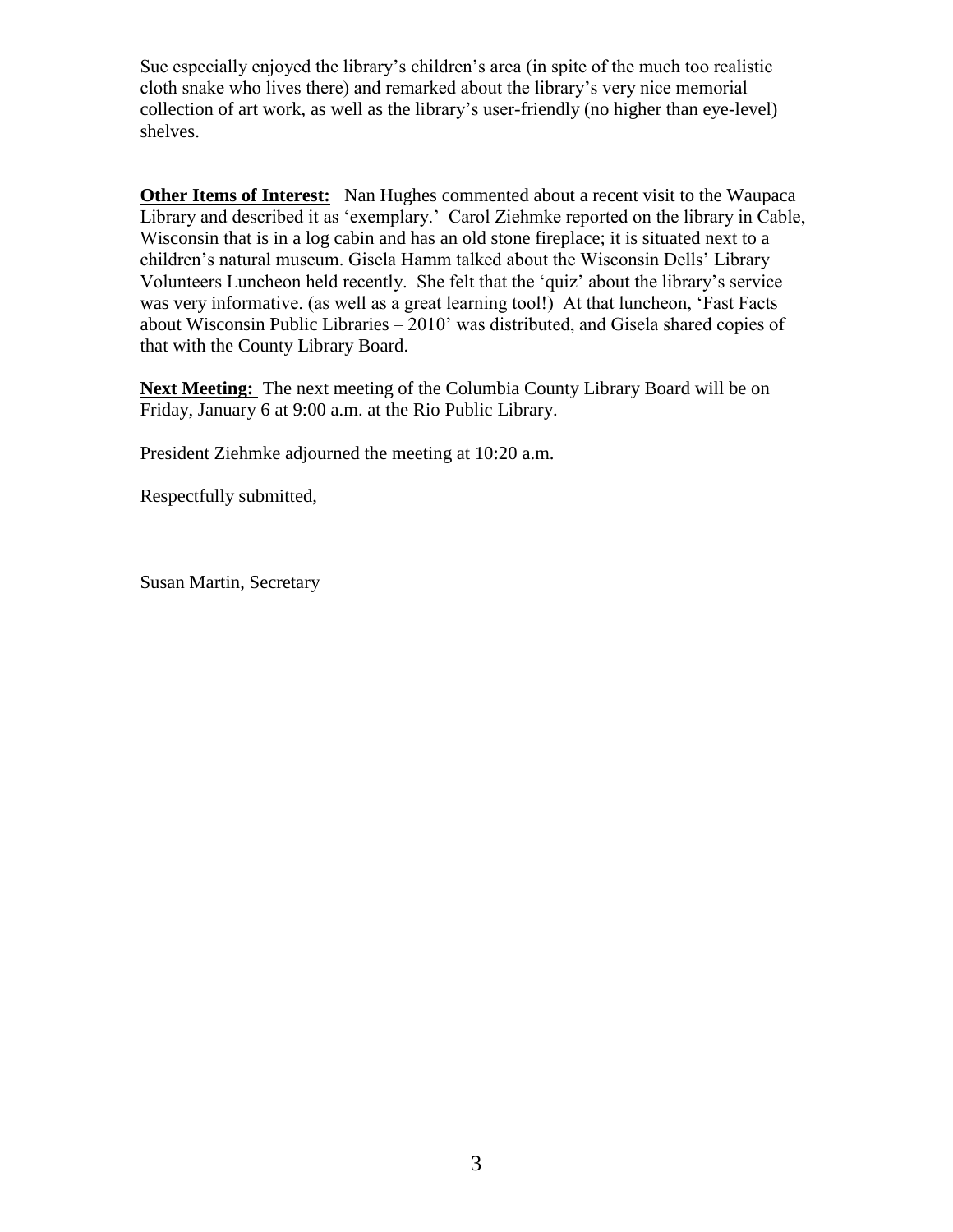Sue especially enjoyed the library's children's area (in spite of the much too realistic cloth snake who lives there) and remarked about the library's very nice memorial collection of art work, as well as the library's user-friendly (no higher than eye-level) shelves.

**Other Items of Interest:** Nan Hughes commented about a recent visit to the Waupaca Library and described it as 'exemplary.' Carol Ziehmke reported on the library in Cable, Wisconsin that is in a log cabin and has an old stone fireplace; it is situated next to a children's natural museum. Gisela Hamm talked about the Wisconsin Dells' Library Volunteers Luncheon held recently. She felt that the 'quiz' about the library's service was very informative. (as well as a great learning tool!) At that luncheon, 'Fast Facts about Wisconsin Public Libraries – 2010' was distributed, and Gisela shared copies of that with the County Library Board.

**Next Meeting:** The next meeting of the Columbia County Library Board will be on Friday, January 6 at 9:00 a.m. at the Rio Public Library.

President Ziehmke adjourned the meeting at 10:20 a.m.

Respectfully submitted,

Susan Martin, Secretary